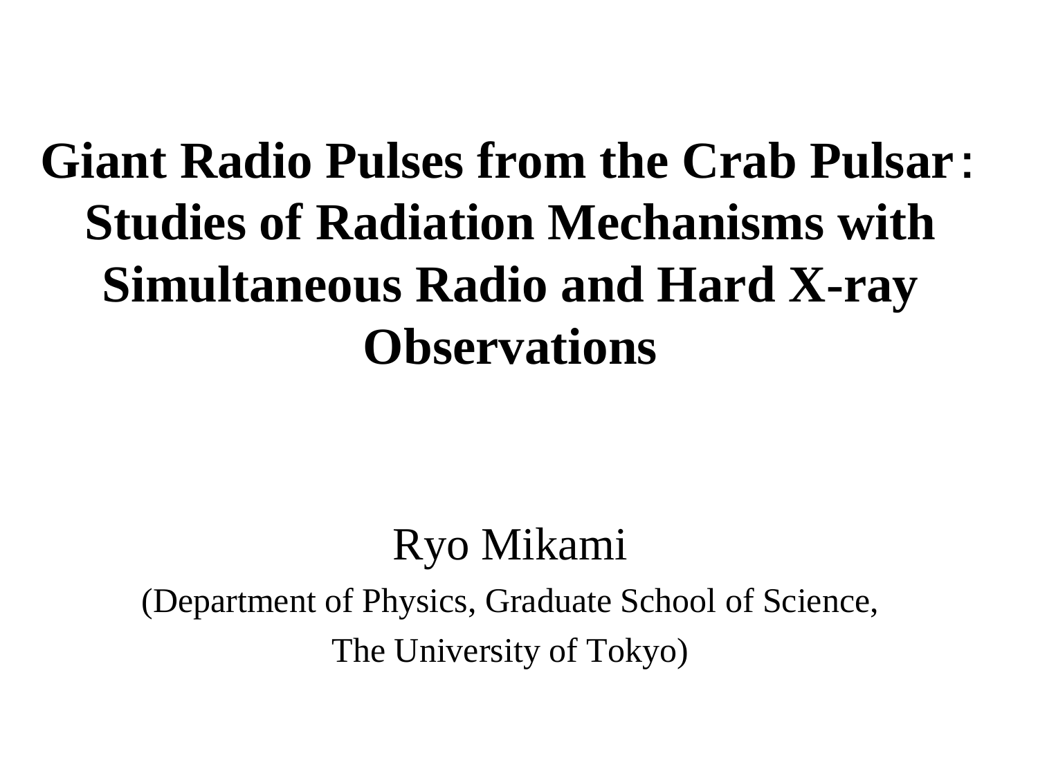# Giant Radio Pulses from the Crab Pulsar：Studies of Radiation Mechanisms with Simultaneous Radio and Hard X-ray Observations

Ryo Mikami

(Department of Physics, Graduate School of Science,

The University of Tokyo)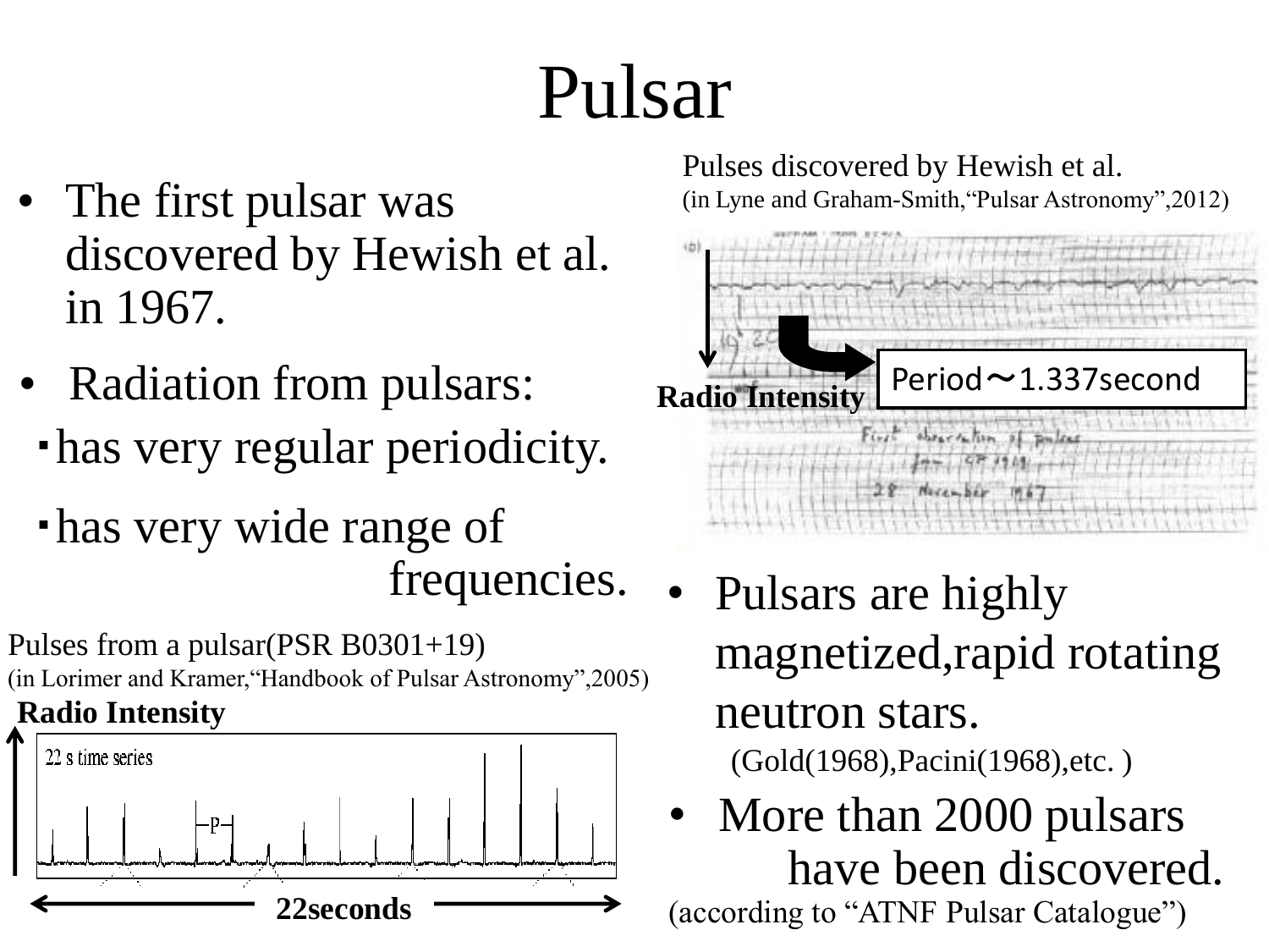# Pulsar

- The first pulsar was discovered by Hewish et al. in 1967.
- Radiation from pulsars:
  - has very regular periodicity.
  - has very wide range of frequencies.

Pulses discovered by Hewish et al.
(in Lyne and Graham-Smith,"Pulsar Astronomy",2012)

Radio Intensity

Period～1.337second

Pulses from a pulsar(PSR B0301+19)
(in Lorimer and Kramer,"Handbook of Pulsar Astronomy",2005)

Radio Intensity

22 s time series

22seconds

- Pulsars are highly magnetized,rapid rotating neutron stars.
  (Gold(1968),Pacini(1968),etc. )
- More than 2000 pulsars have been discovered.
  (according to "ATNF Pulsar Catalogue")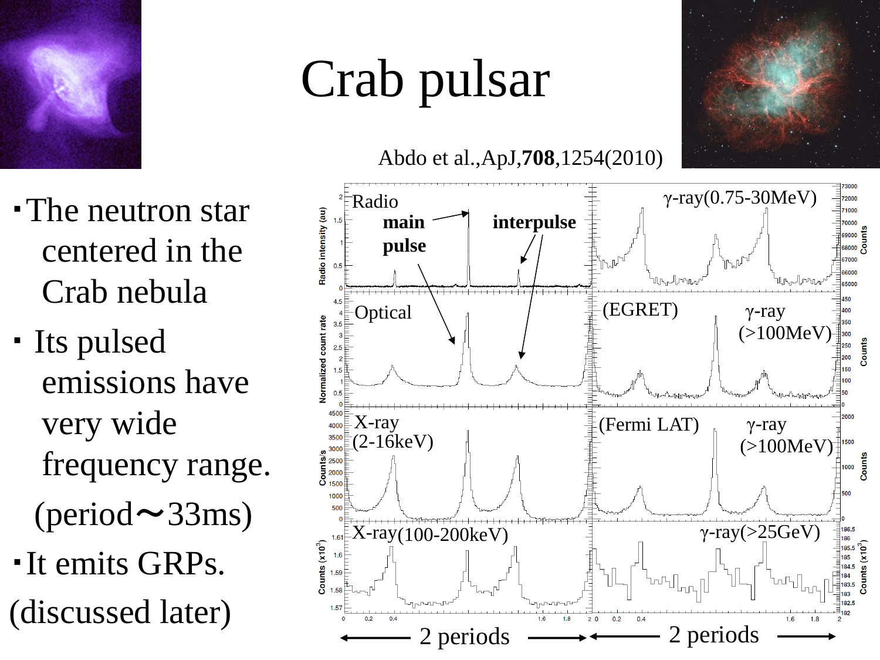# Crab pulsar

Abdo et al.,ApJ,**708**,1254(2010)

- The neutron star centered in the Crab nebula
- Its pulsed emissions have very wide frequency range.

  (period～33ms)
- It emits GRPs.

(discussed later)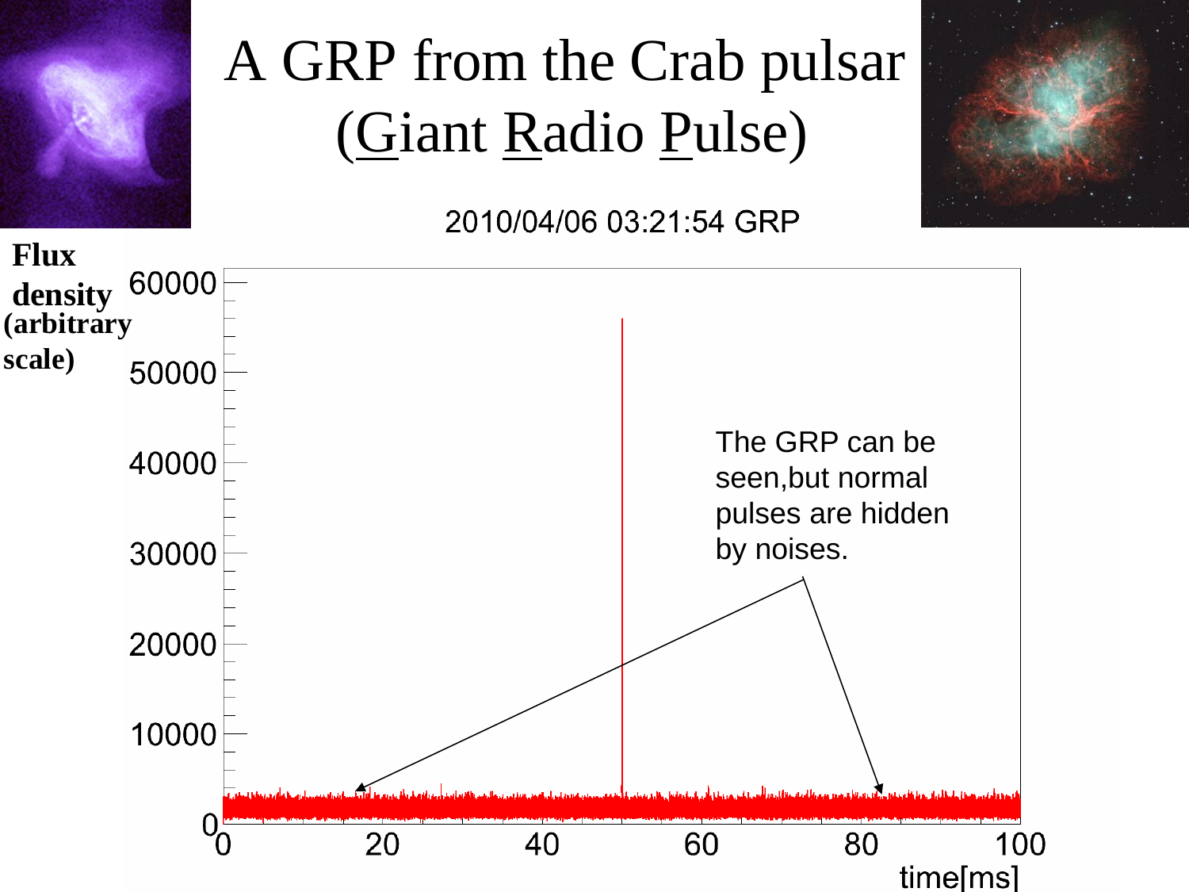# A GRP from the Crab pulsar (Giant Radio Pulse)

2010/04/06 03:21:54 GRP

Flux density (arbitrary scale)

The GRP can be seen, but normal pulses are hidden by noises.

time[ms]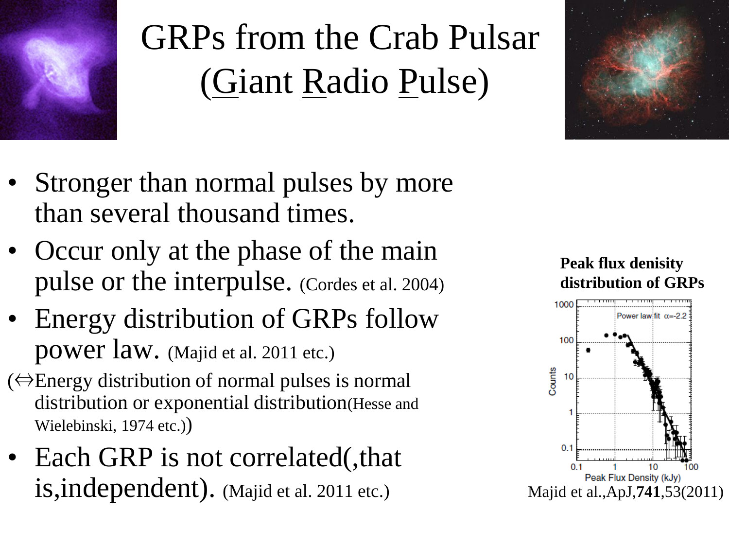# GRPs from the Crab Pulsar (Giant Radio Pulse)

- Stronger than normal pulses by more than several thousand times.
- Occur only at the phase of the main pulse or the interpulse. (Cordes et al. 2004)
- Energy distribution of GRPs follow power law. (Majid et al. 2011 etc.)

(⇔Energy distribution of normal pulses is normal distribution or exponential distribution(Hesse and Wielebinski, 1974 etc.))

- Each GRP is not correlated(,that is,independent). (Majid et al. 2011 etc.)

**Peak flux denisity distribution of GRPs**

Majid et al.,ApJ,**741**,53(2011)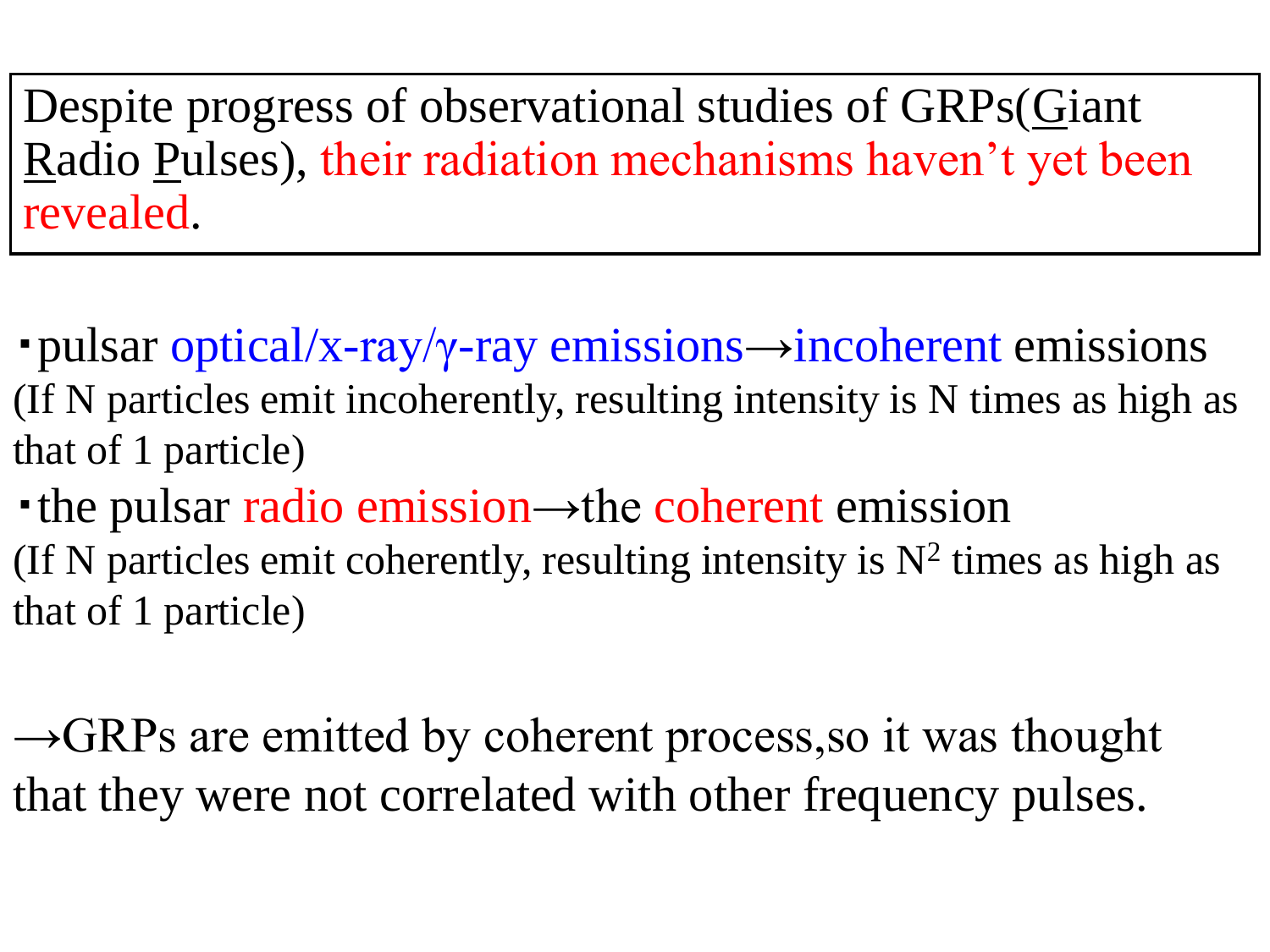Despite progress of observational studies of GRPs(Giant Radio Pulses), their radiation mechanisms haven't yet been revealed.

- pulsar optical/x-ray/γ-ray emissions→incoherent emissions

(If N particles emit incoherently, resulting intensity is N times as high as that of 1 particle)

- the pulsar radio emission→the coherent emission

(If N particles emit coherently, resulting intensity is $N^2$ times as high as that of 1 particle)

→GRPs are emitted by coherent process,so it was thought that they were not correlated with other frequency pulses.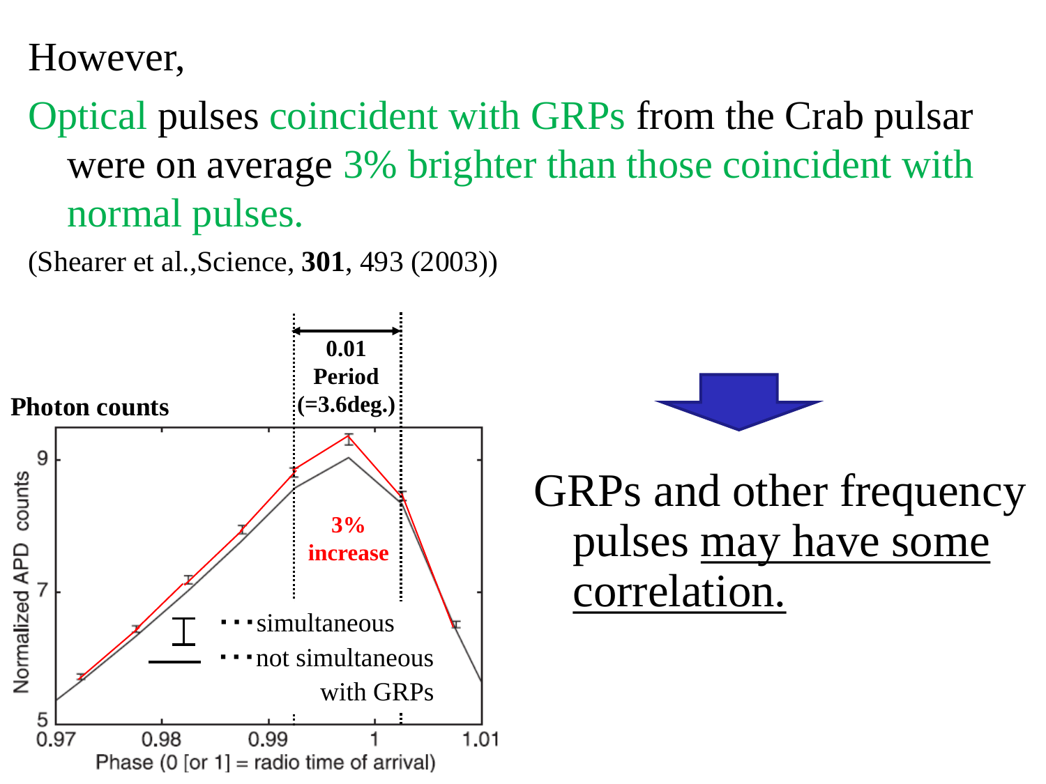However,

Optical pulses coincident with GRPs from the Crab pulsar were on average 3% brighter than those coincident with normal pulses.

(Shearer et al.,Science, **301**, 493 (2003))

**Photon counts**

**0.01 Period (=3.6deg.)**

**3% increase**

simultaneous

not simultaneous with GRPs

Normalized APD counts

Phase (0 [or 1] = radio time of arrival)

GRPs and other frequency pulses may have some correlation.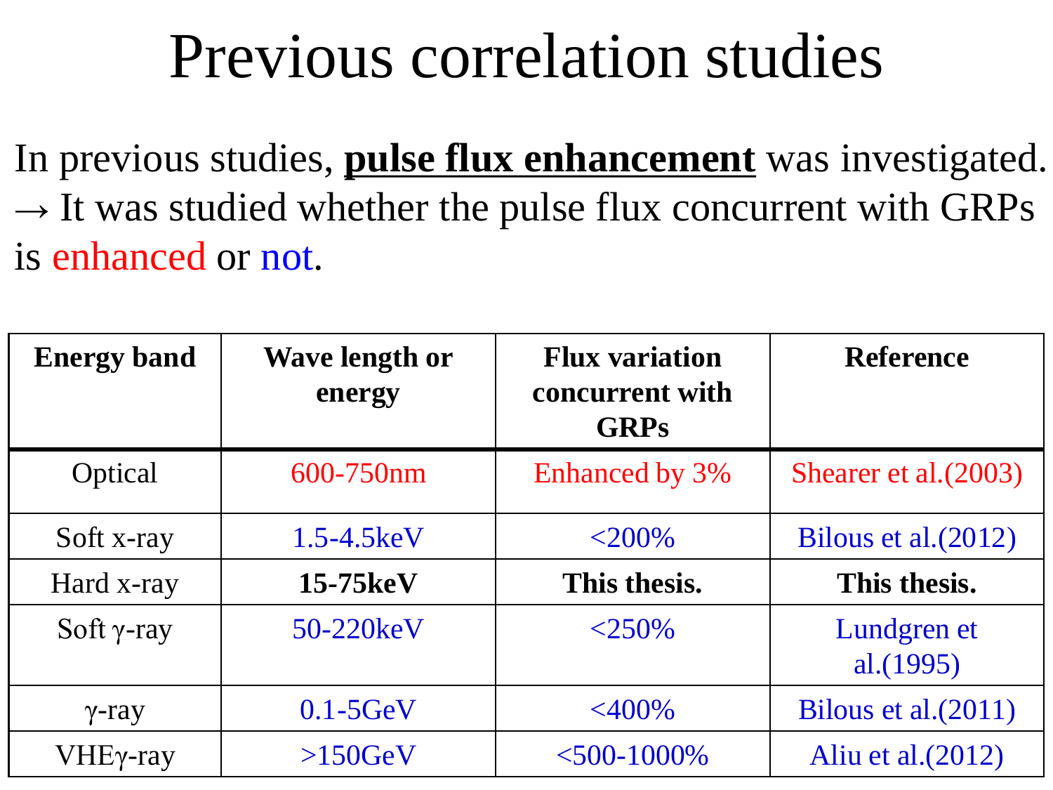# Previous correlation studies

In previous studies, **pulse flux enhancement** was investigated.
→ It was studied whether the pulse flux concurrent with GRPs is enhanced or not.

| Energy band | Wave length or energy | Flux variation concurrent with GRPs | Reference |
|---|---|---|---|
| Optical | 600-750nm | Enhanced by 3% | Shearer et al.(2003) |
| Soft x-ray | 1.5-4.5keV | <200% | Bilous et al.(2012) |
| Hard x-ray | **15-75keV** | **This thesis.** | **This thesis.** |
| Soft γ-ray | 50-220keV | <250% | Lundgren et al.(1995) |
| γ-ray | 0.1-5GeV | <400% | Bilous et al.(2011) |
| VHEγ-ray | >150GeV | <500-1000% | Aliu et al.(2012) |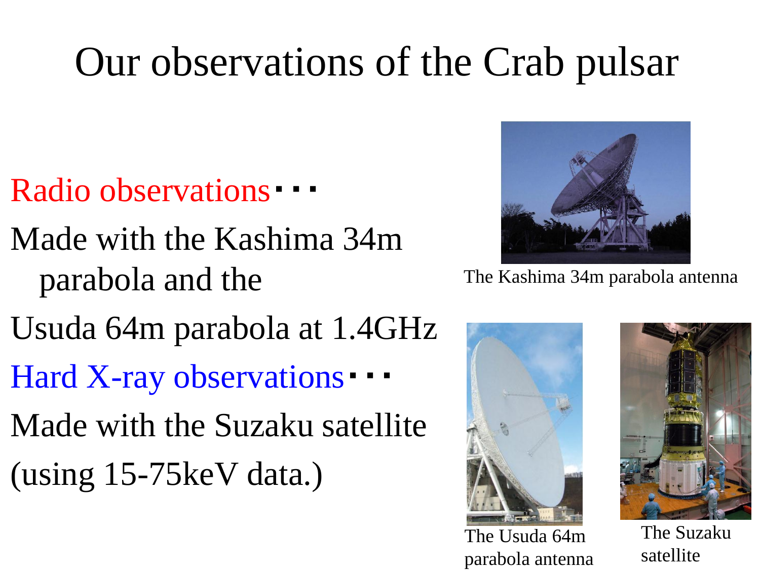# Our observations of the Crab pulsar

Radio observations・・・

Made with the Kashima 34m parabola and the

Usuda 64m parabola at 1.4GHz

Hard X-ray observations・・・

Made with the Suzaku satellite

(using 15-75keV data.)

The Kashima 34m parabola antenna

The Usuda 64m parabola antenna

The Suzaku satellite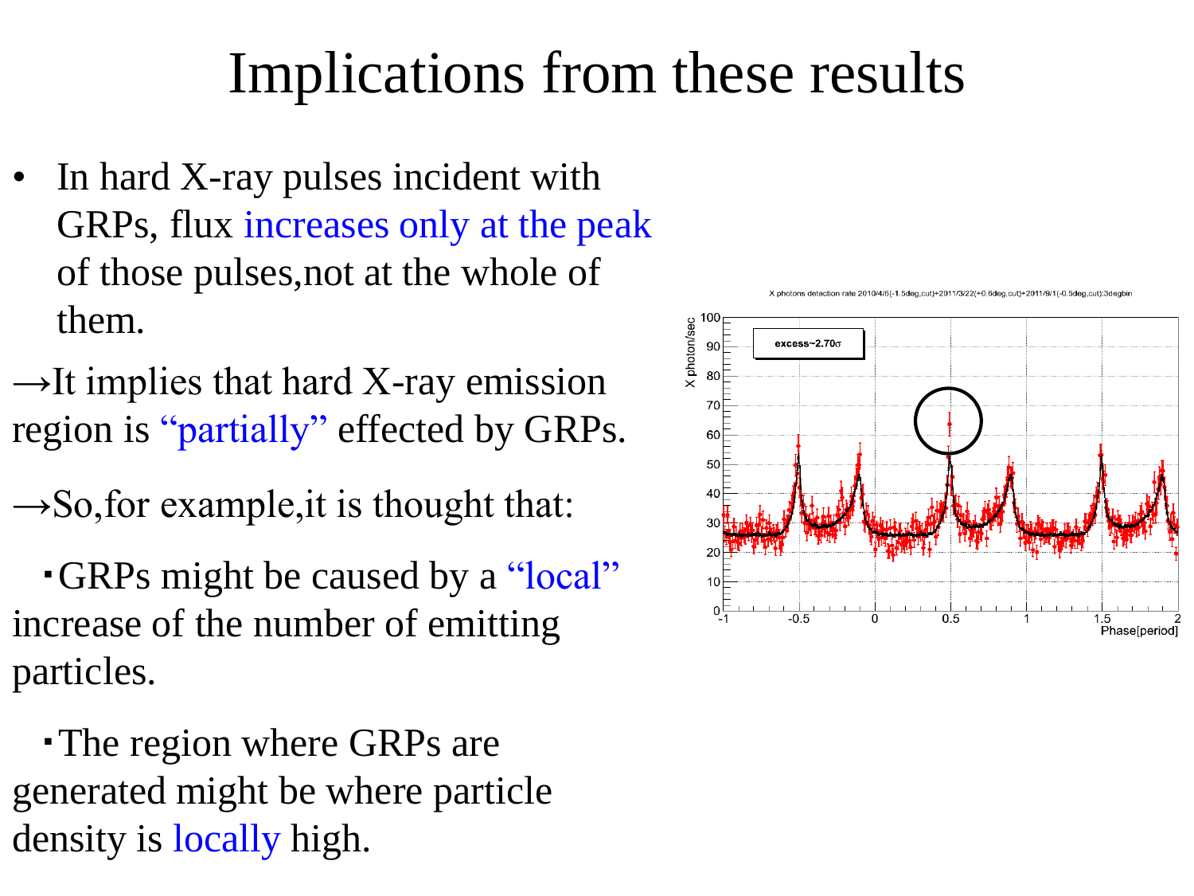# Implications from these results

- In hard X-ray pulses incident with GRPs, flux increases only at the peak of those pulses,not at the whole of them.

→It implies that hard X-ray emission region is "partially" effected by GRPs.

→So,for example,it is thought that:

･GRPs might be caused by a "local" increase of the number of emitting particles.

･The region where GRPs are generated might be where particle density is locally high.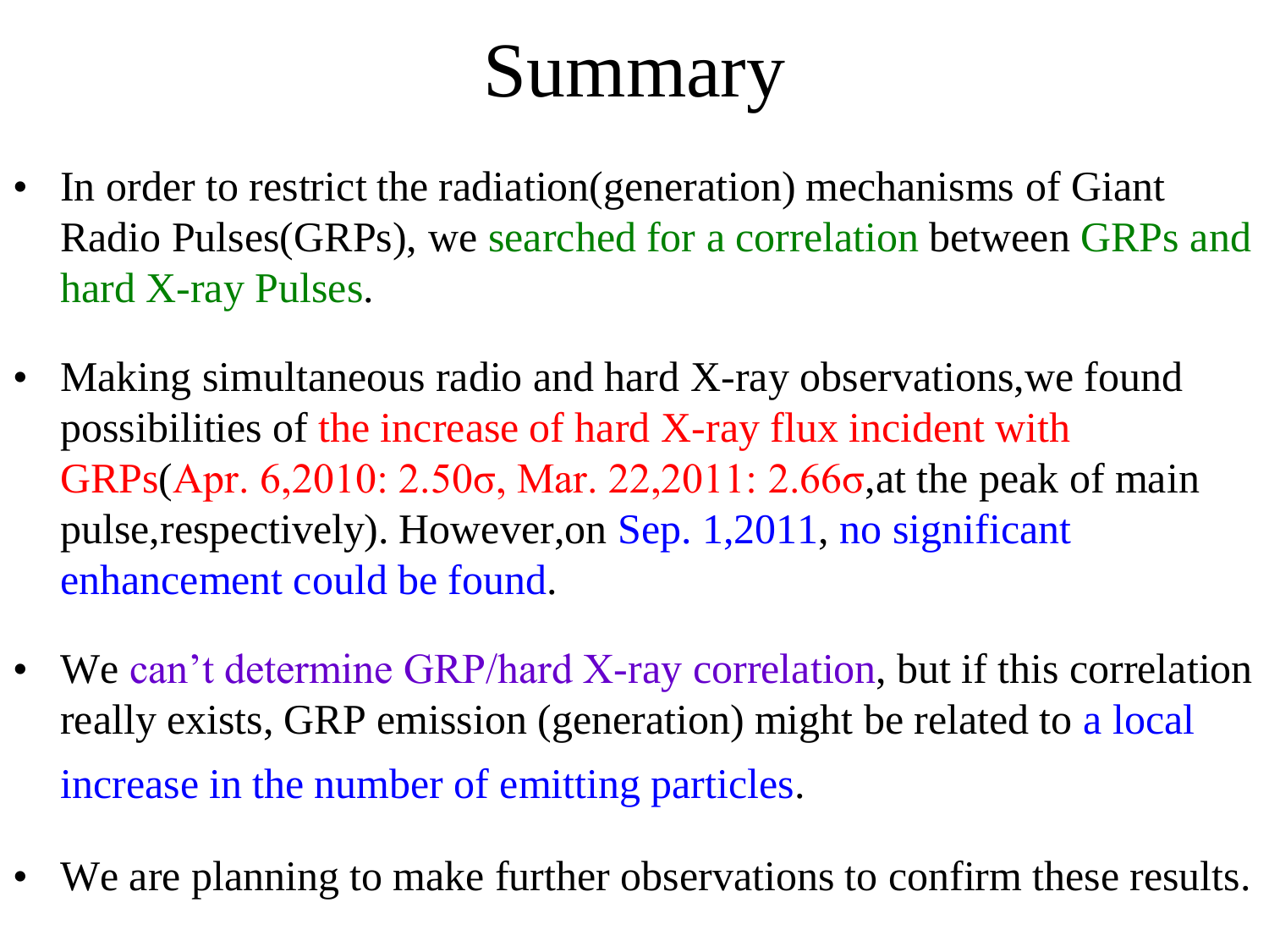# Summary

- In order to restrict the radiation(generation) mechanisms of Giant Radio Pulses(GRPs), we searched for a correlation between GRPs and hard X-ray Pulses.

- Making simultaneous radio and hard X-ray observations,we found possibilities of the increase of hard X-ray flux incident with GRPs(Apr. 6,2010: 2.50σ, Mar. 22,2011: 2.66σ,at the peak of main pulse,respectively). However,on Sep. 1,2011, no significant enhancement could be found.

- We can't determine GRP/hard X-ray correlation, but if this correlation really exists, GRP emission (generation) might be related to a local increase in the number of emitting particles.

- We are planning to make further observations to confirm these results.